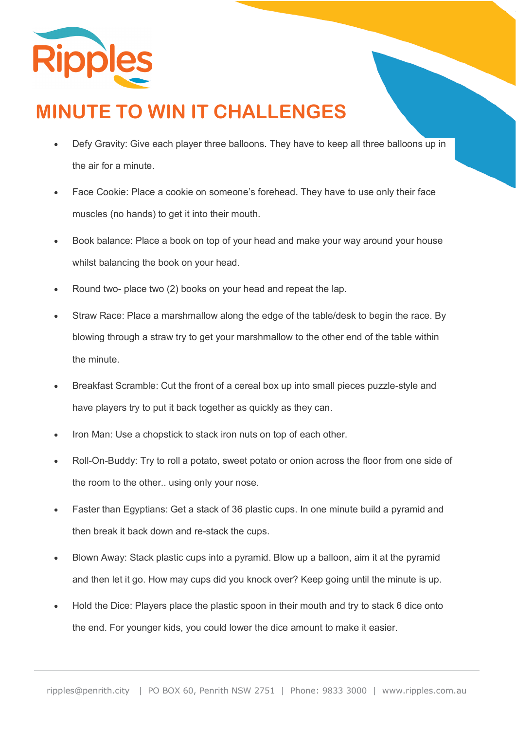# MINUTE TO WIN IT CHALLENGES

- Defy Gravity: Give each player three balloons. They have to keep all three balloons up in the air for a minute.
- Face Cookie: Place a cookie on someone's forehead. They have to use only their face muscles (no hands) to get it into their mouth.
- Book balance: Place a book on top of your head and make your way around your house whilst balancing the book on your head.
- Round two- place two (2) books on your head and repeat the lap.
- Straw Race: Place a marshmallow along the edge of the table/desk to begin the race. By blowing through a straw try to get your marshmallow to the other end of the table within the minute.
- Breakfast Scramble: Cut the front of a cereal box up into small pieces puzzle-style and have players try to put it back together as quickly as they can.
- Iron Man: Use a chopstick to stack iron nuts on top of each other.
- Roll-On-Buddy: Try to roll a potato, sweet potato or onion across the floor from one side of the room to the other.. using only your nose.
- Faster than Egyptians: Get a stack of 36 plastic cups. In one minute build a pyramid and then break it back down and re-stack the cups.
- Blown Away: Stack plastic cups into a pyramid. Blow up a balloon, aim it at the pyramid and then let it go. How may cups did you knock over? Keep going until the minute is up.
- Hold the Dice: Players place the plastic spoon in their mouth and try to stack 6 dice onto the end. For younger kids, you could lower the dice amount to make it easier.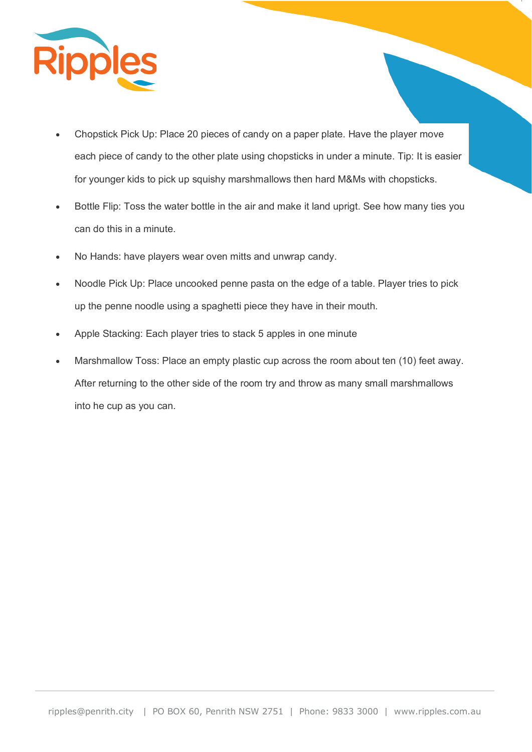- Chopstick Pick Up: Place 20 pieces of candy on a paper plate. Have the player move each piece of candy to the other plate using chopsticks in under a minute. Tip: It is easier for younger kids to pick up squishy marshmallows then hard M&Ms with chopsticks.
- Bottle Flip: Toss the water bottle in the air and make it land uprigt. See how many ties you can do this in a minute.
- No Hands: have players wear oven mitts and unwrap candy.
- Noodle Pick Up: Place uncooked penne pasta on the edge of a table. Player tries to pick up the penne noodle using a spaghetti piece they have in their mouth.
- Apple Stacking: Each player tries to stack 5 apples in one minute
- Marshmallow Toss: Place an empty plastic cup across the room about ten (10) feet away. After returning to the other side of the room try and throw as many small marshmallows into he cup as you can.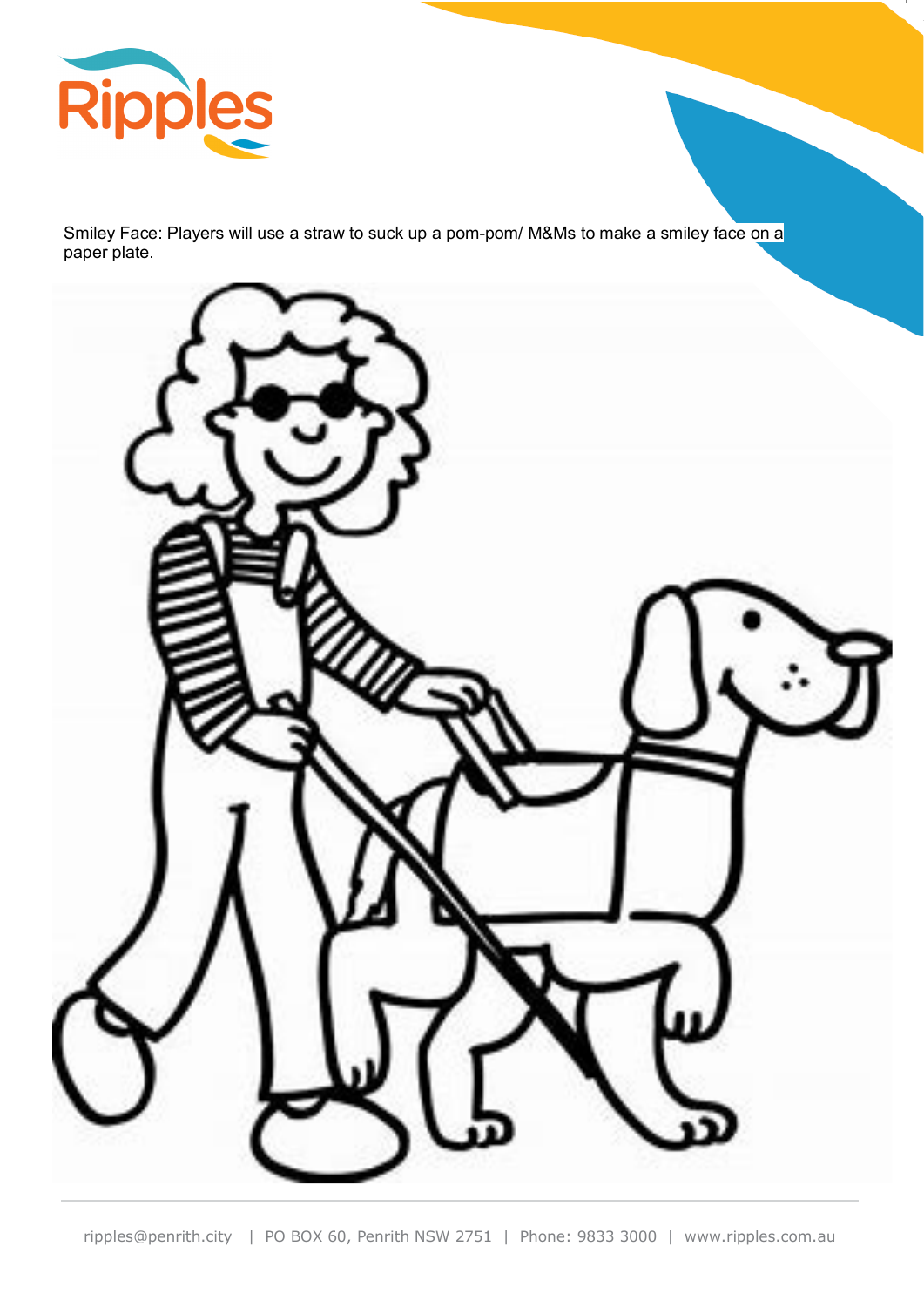Smiley Face: Players will use a straw to suck up a pom-pom/ M&Ms to make a smiley face on a paper plate.